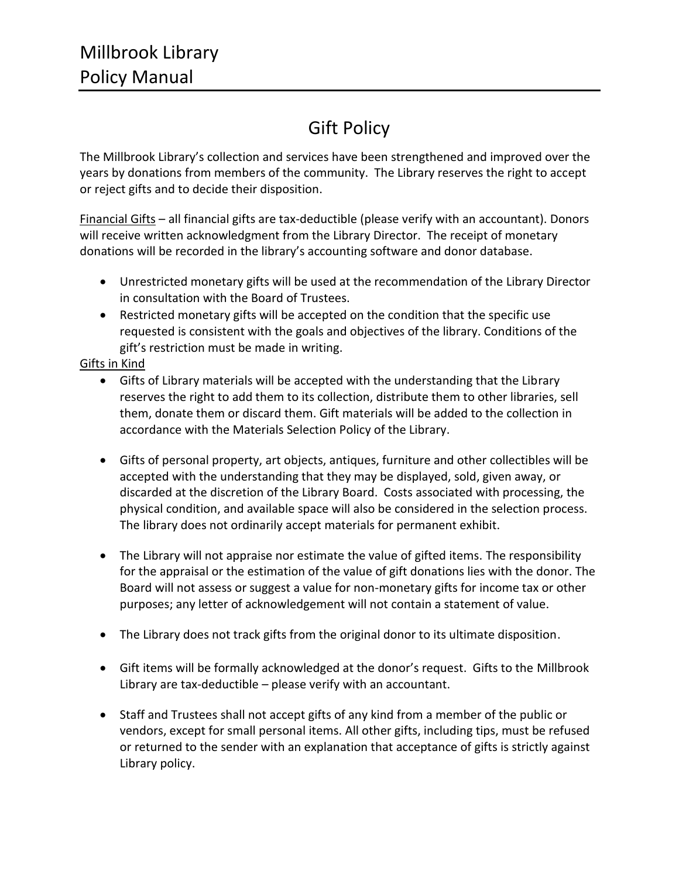# Millbrook Library Policy Manual

## Gift Policy

The Millbrook Library's collection and services have been strengthened and improved over the years by donations from members of the community. The Library reserves the right to accept or reject gifts and to decide their disposition.

<u>Financial Gifts</u> – all financial gifts are tax-deductible (please verify with an accountant). Donors will receive written acknowledgment from the Library Director. The receipt of monetary donations will be recorded in the library's accounting software and donor database.

- Unrestricted monetary gifts will be used at the recommendation of the Library Director in consultation with the Board of Trustees.
- Restricted monetary gifts will be accepted on the condition that the specific use requested is consistent with the goals and objectives of the library. Conditions of the gift's restriction must be made in writing.

<u>Gifts in Kind</u>

- Gifts of Library materials will be accepted with the understanding that the Library reserves the right to add them to its collection, distribute them to other libraries, sell them, donate them or discard them. Gift materials will be added to the collection in accordance with the Materials Selection Policy of the Library.
- Gifts of personal property, art objects, antiques, furniture and other collectibles will be accepted with the understanding that they may be displayed, sold, given away, or discarded at the discretion of the Library Board. Costs associated with processing, the physical condition, and available space will also be considered in the selection process. The library does not ordinarily accept materials for permanent exhibit.
- The Library will not appraise nor estimate the value of gifted items. The responsibility for the appraisal or the estimation of the value of gift donations lies with the donor. The Board will not assess or suggest a value for non-monetary gifts for income tax or other purposes; any letter of acknowledgement will not contain a statement of value.
- The Library does not track gifts from the original donor to its ultimate disposition.
- Gift items will be formally acknowledged at the donor's request. Gifts to the Millbrook Library are tax-deductible – please verify with an accountant.
- Staff and Trustees shall not accept gifts of any kind from a member of the public or vendors, except for small personal items. All other gifts, including tips, must be refused or returned to the sender with an explanation that acceptance of gifts is strictly against Library policy.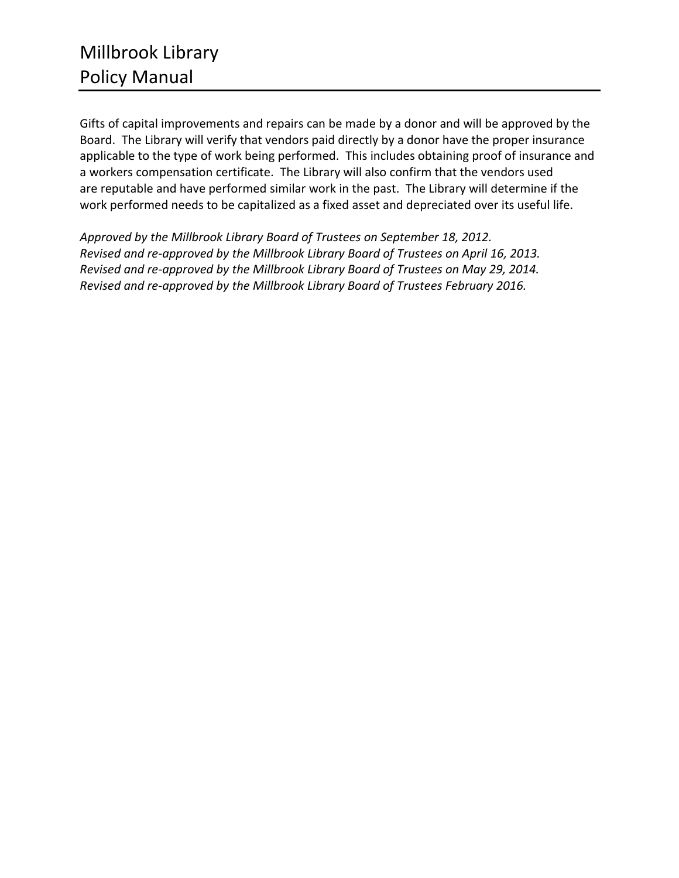Gifts of capital improvements and repairs can be made by a donor and will be approved by the Board. The Library will verify that vendors paid directly by a donor have the proper insurance applicable to the type of work being performed. This includes obtaining proof of insurance and a workers compensation certificate. The Library will also confirm that the vendors used are reputable and have performed similar work in the past. The Library will determine if the work performed needs to be capitalized as a fixed asset and depreciated over its useful life.

*Approved by the Millbrook Library Board of Trustees on September 18, 2012.*
*Revised and re-approved by the Millbrook Library Board of Trustees on April 16, 2013.*
*Revised and re-approved by the Millbrook Library Board of Trustees on May 29, 2014.*
*Revised and re-approved by the Millbrook Library Board of Trustees February 2016.*